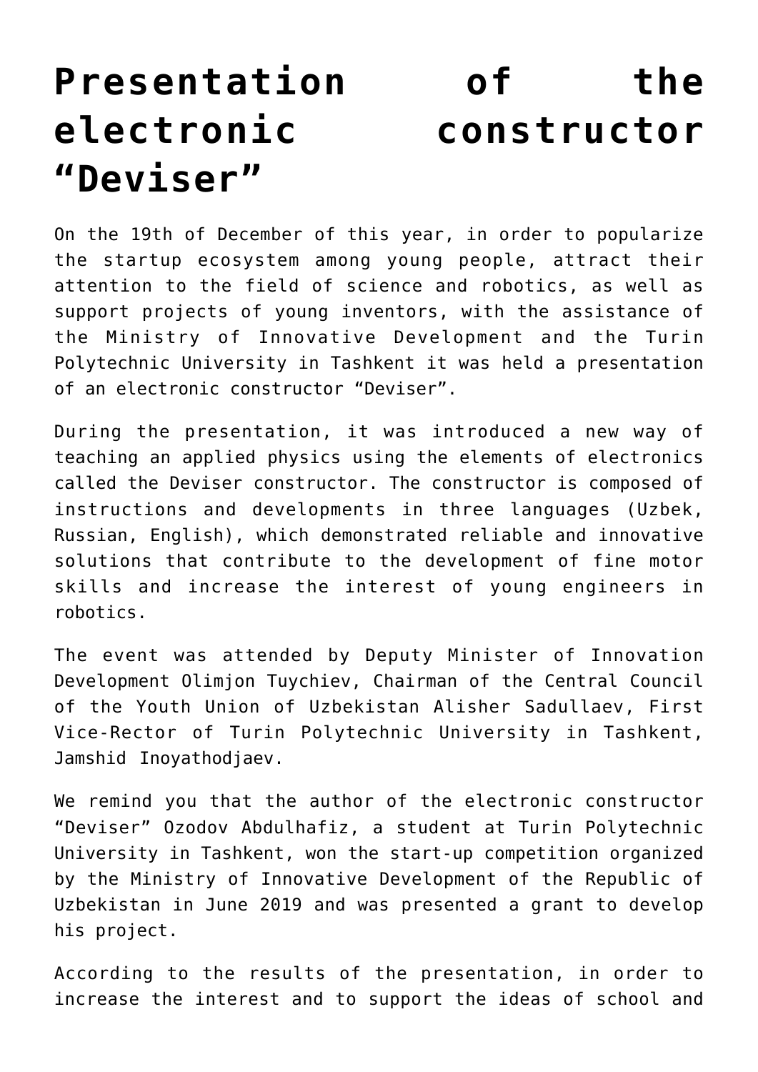# Presentation of the electronic constructor "Deviser"

On the 19th of December of this year, in order to popularize the startup ecosystem among young people, attract their attention to the field of science and robotics, as well as support projects of young inventors, with the assistance of the Ministry of Innovative Development and the Turin Polytechnic University in Tashkent it was held a presentation of an electronic constructor "Deviser".

During the presentation, it was introduced a new way of teaching an applied physics using the elements of electronics called the Deviser constructor. The constructor is composed of instructions and developments in three languages (Uzbek, Russian, English), which demonstrated reliable and innovative solutions that contribute to the development of fine motor skills and increase the interest of young engineers in robotics.

The event was attended by Deputy Minister of Innovation Development Olimjon Tuychiev, Chairman of the Central Council of the Youth Union of Uzbekistan Alisher Sadullaev, First Vice-Rector of Turin Polytechnic University in Tashkent, Jamshid Inoyathodjaev.

We remind you that the author of the electronic constructor "Deviser" Ozodov Abdulhafiz, a student at Turin Polytechnic University in Tashkent, won the start-up competition organized by the Ministry of Innovative Development of the Republic of Uzbekistan in June 2019 and was presented a grant to develop his project.

According to the results of the presentation, in order to increase the interest and to support the ideas of school and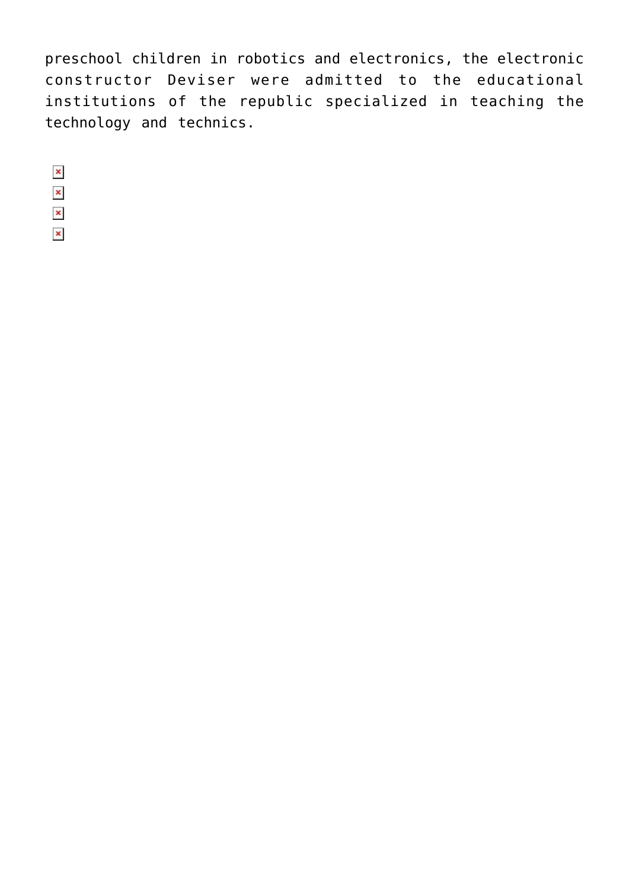preschool children in robotics and electronics, the electronic constructor Deviser were admitted to the educational institutions of the republic specialized in teaching the technology and technics.